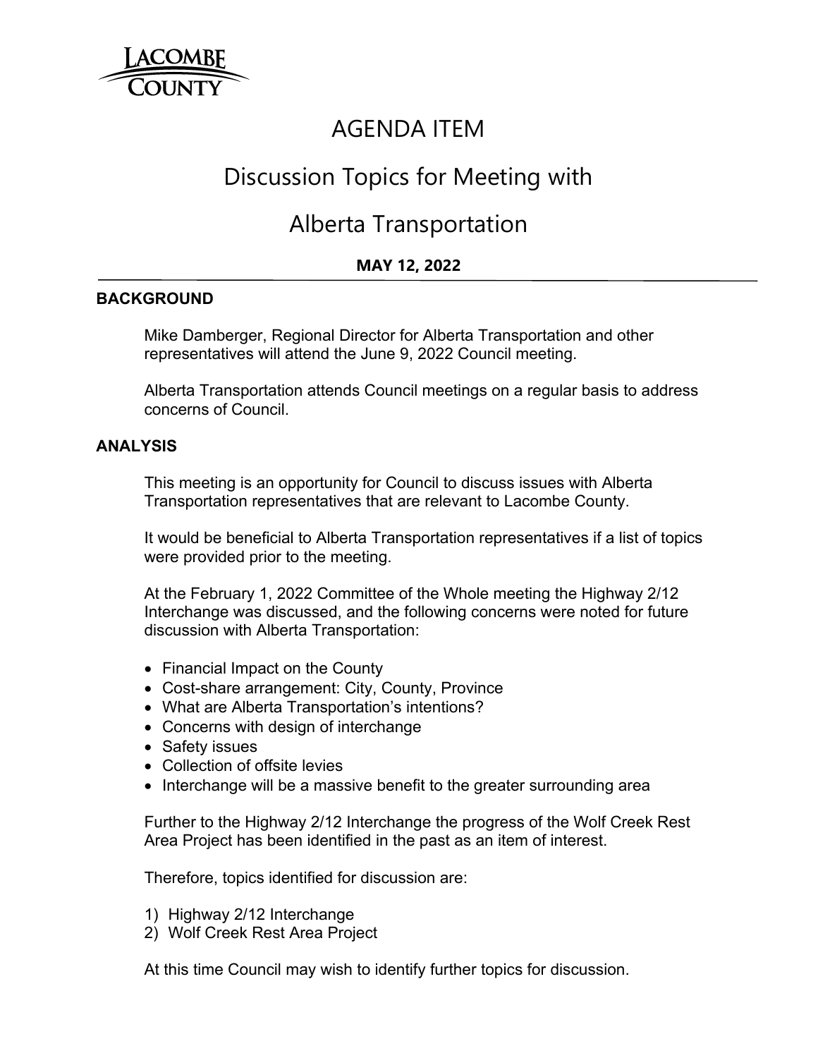LACOMBE COUNTY

# AGENDA ITEM

# Discussion Topics for Meeting with

# Alberta Transportation

**MAY 12, 2022**

## BACKGROUND

Mike Damberger, Regional Director for Alberta Transportation and other representatives will attend the June 9, 2022 Council meeting.

Alberta Transportation attends Council meetings on a regular basis to address concerns of Council.

## ANALYSIS

This meeting is an opportunity for Council to discuss issues with Alberta Transportation representatives that are relevant to Lacombe County.

It would be beneficial to Alberta Transportation representatives if a list of topics were provided prior to the meeting.

At the February 1, 2022 Committee of the Whole meeting the Highway 2/12 Interchange was discussed, and the following concerns were noted for future discussion with Alberta Transportation:

- Financial Impact on the County
- Cost-share arrangement: City, County, Province
- What are Alberta Transportation's intentions?
- Concerns with design of interchange
- Safety issues
- Collection of offsite levies
- Interchange will be a massive benefit to the greater surrounding area

Further to the Highway 2/12 Interchange the progress of the Wolf Creek Rest Area Project has been identified in the past as an item of interest.

Therefore, topics identified for discussion are:

1) Highway 2/12 Interchange
2) Wolf Creek Rest Area Project

At this time Council may wish to identify further topics for discussion.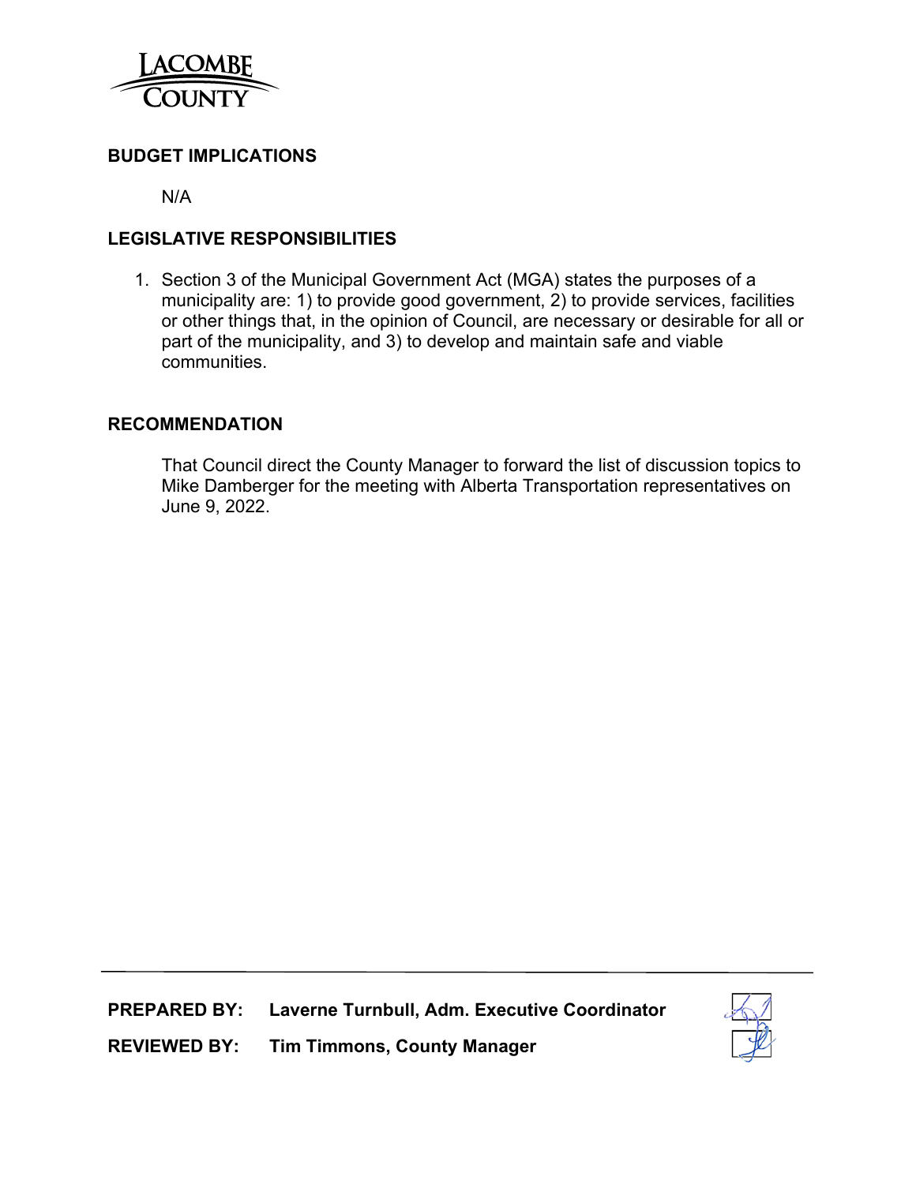## BUDGET IMPLICATIONS

N/A

## LEGISLATIVE RESPONSIBILITIES

1. Section 3 of the Municipal Government Act (MGA) states the purposes of a municipality are: 1) to provide good government, 2) to provide services, facilities or other things that, in the opinion of Council, are necessary or desirable for all or part of the municipality, and 3) to develop and maintain safe and viable communities.

## RECOMMENDATION

That Council direct the County Manager to forward the list of discussion topics to Mike Damberger for the meeting with Alberta Transportation representatives on June 9, 2022.

---

**PREPARED BY:** **Laverne Turnbull, Adm. Executive Coordinator**

**REVIEWED BY:** **Tim Timmons, County Manager**